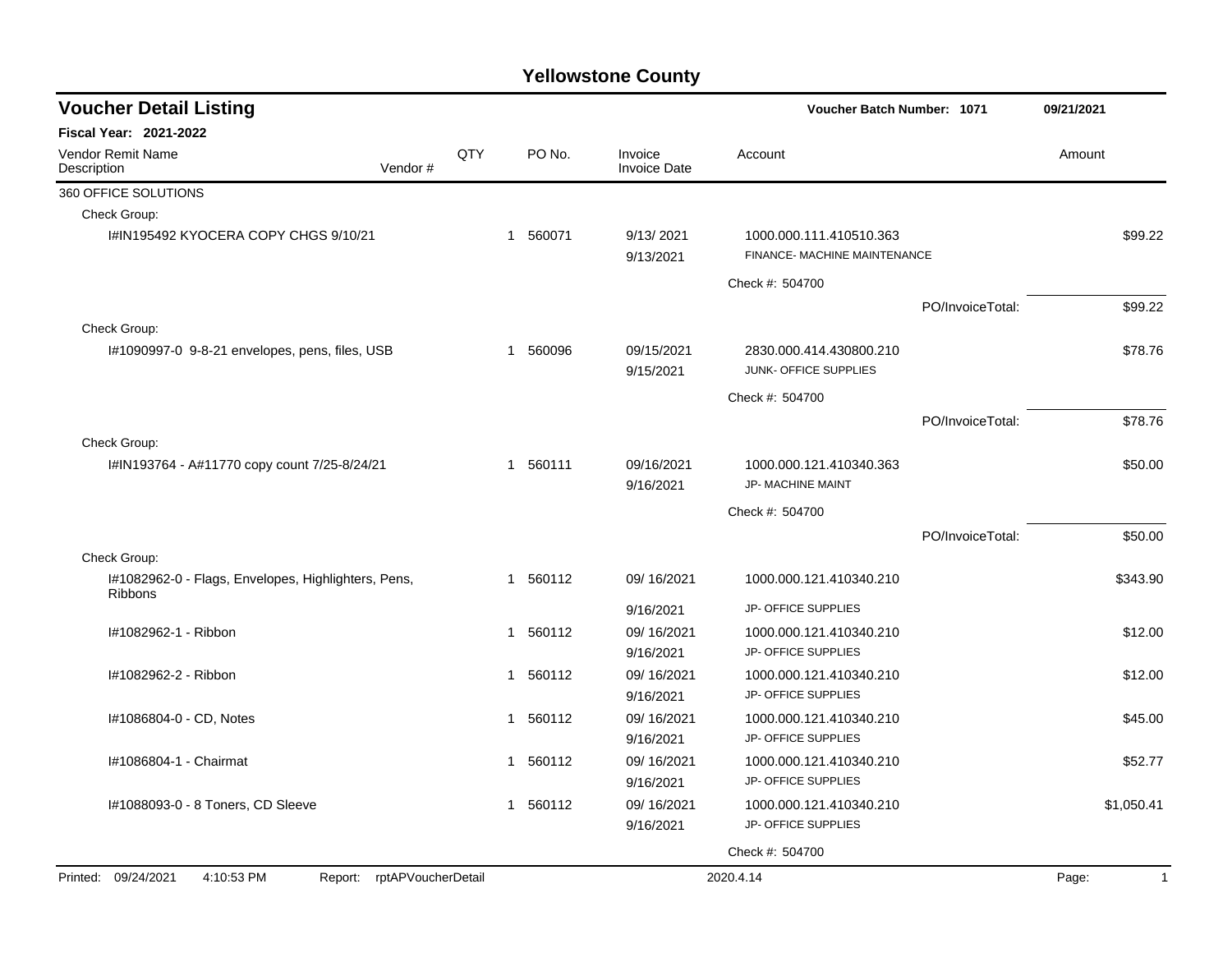# Yellowstone County

## Voucher Detail Listing

**Voucher Batch Number: 1071** — 09/21/2021

**Fiscal Year: 2021-2022**

| Vendor Remit Name / Description | Vendor # | QTY | PO No. | Invoice / Invoice Date | Account | Amount |
|---|---|---|---|---|---|---|
| 360 OFFICE SOLUTIONS | | | | | | |
| Check Group: | | | | | | |
| I#IN195492 KYOCERA COPY CHGS 9/10/21 | | 1 | 560071 | 9/13/ 2021<br>9/13/2021 | 1000.000.111.410510.363<br>FINANCE- MACHINE MAINTENANCE | $99.22 |
| | | | | | Check #: 504700 | |
| | | | | | PO/InvoiceTotal: | $99.22 |
| Check Group: | | | | | | |
| I#1090997-0 9-8-21 envelopes, pens, files, USB | | 1 | 560096 | 09/15/2021<br>9/15/2021 | 2830.000.414.430800.210<br>JUNK- OFFICE SUPPLIES | $78.76 |
| | | | | | Check #: 504700 | |
| | | | | | PO/InvoiceTotal: | $78.76 |
| Check Group: | | | | | | |
| I#IN193764 - A#11770 copy count 7/25-8/24/21 | | 1 | 560111 | 09/16/2021<br>9/16/2021 | 1000.000.121.410340.363<br>JP- MACHINE MAINT | $50.00 |
| | | | | | Check #: 504700 | |
| | | | | | PO/InvoiceTotal: | $50.00 |
| Check Group: | | | | | | |
| I#1082962-0 - Flags, Envelopes, Highlighters, Pens, Ribbons | | 1 | 560112 | 09/ 16/2021<br>9/16/2021 | 1000.000.121.410340.210<br>JP- OFFICE SUPPLIES | $343.90 |
| I#1082962-1 - Ribbon | | 1 | 560112 | 09/ 16/2021<br>9/16/2021 | 1000.000.121.410340.210<br>JP- OFFICE SUPPLIES | $12.00 |
| I#1082962-2 - Ribbon | | 1 | 560112 | 09/ 16/2021<br>9/16/2021 | 1000.000.121.410340.210<br>JP- OFFICE SUPPLIES | $12.00 |
| I#1086804-0 - CD, Notes | | 1 | 560112 | 09/ 16/2021<br>9/16/2021 | 1000.000.121.410340.210<br>JP- OFFICE SUPPLIES | $45.00 |
| I#1086804-1 - Chairmat | | 1 | 560112 | 09/ 16/2021<br>9/16/2021 | 1000.000.121.410340.210<br>JP- OFFICE SUPPLIES | $52.77 |
| I#1088093-0 - 8 Toners, CD Sleeve | | 1 | 560112 | 09/ 16/2021<br>9/16/2021 | 1000.000.121.410340.210<br>JP- OFFICE SUPPLIES | $1,050.41 |
| | | | | | Check #: 504700 | |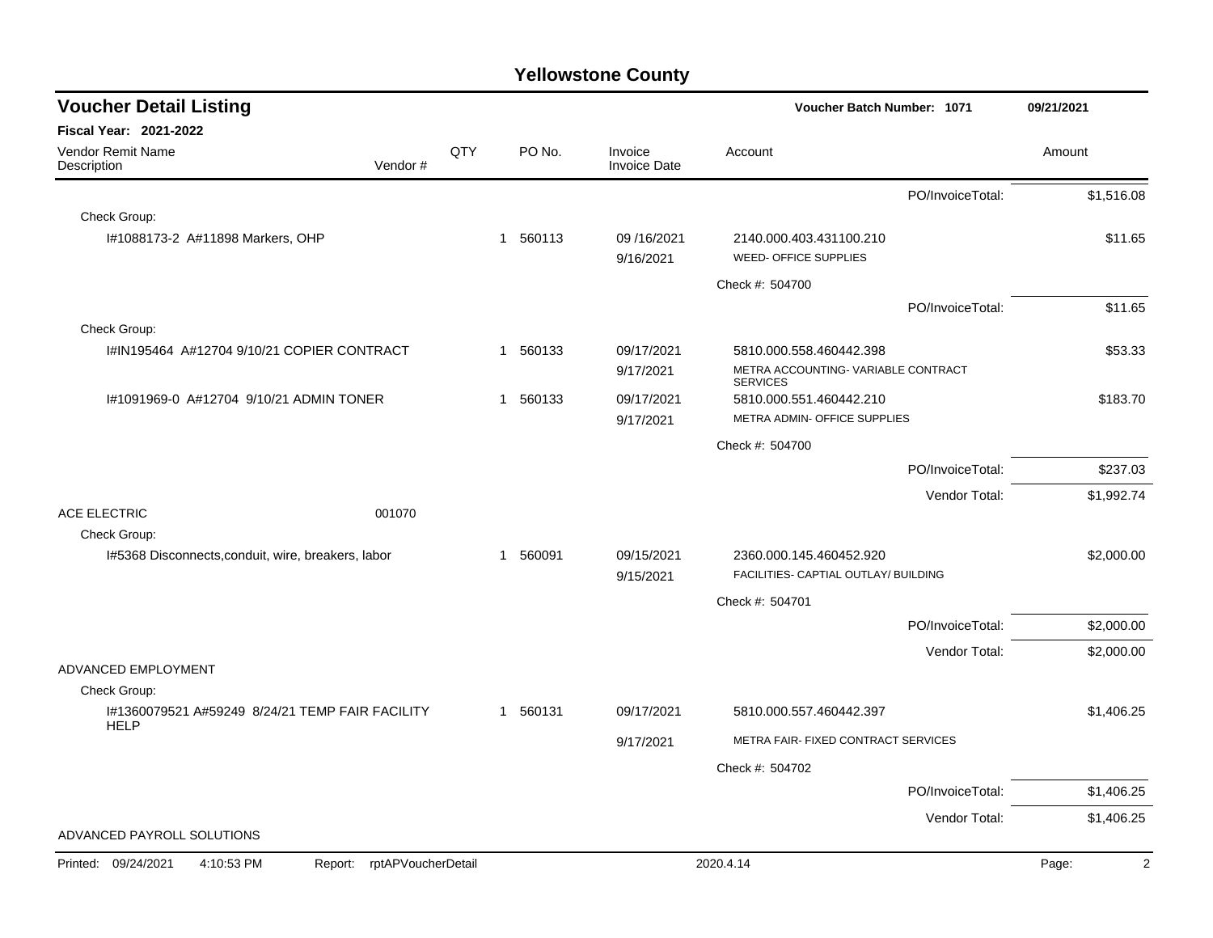## Yellowstone County

### Voucher Detail Listing

**Voucher Batch Number: 1071** 09/21/2021

**Fiscal Year: 2021-2022**

| Vendor Remit Name / Description | Vendor # | QTY | PO No. | Invoice / Invoice Date | Account | Amount |
|---|---|---|---|---|---|---|
| | | | | | PO/InvoiceTotal: | $1,516.08 |
| Check Group: | | | | | | |
| I#1088173-2 A#11898 Markers, OHP | | 1 | 560113 | 09 /16/2021<br>9/16/2021 | 2140.000.403.431100.210<br>WEED- OFFICE SUPPLIES | $11.65 |
| | | | | | Check #: 504700 | |
| | | | | | PO/InvoiceTotal: | $11.65 |
| Check Group: | | | | | | |
| I#IN195464 A#12704 9/10/21 COPIER CONTRACT | | 1 | 560133 | 09/17/2021<br>9/17/2021 | 5810.000.558.460442.398<br>METRA ACCOUNTING- VARIABLE CONTRACT SERVICES | $53.33 |
| I#1091969-0 A#12704 9/10/21 ADMIN TONER | | 1 | 560133 | 09/17/2021<br>9/17/2021 | 5810.000.551.460442.210<br>METRA ADMIN- OFFICE SUPPLIES | $183.70 |
| | | | | | Check #: 504700 | |
| | | | | | PO/InvoiceTotal: | $237.03 |
| | | | | | Vendor Total: | $1,992.74 |
| ACE ELECTRIC | 001070 | | | | | |
| Check Group: | | | | | | |
| I#5368 Disconnects,conduit, wire, breakers, labor | | 1 | 560091 | 09/15/2021<br>9/15/2021 | 2360.000.145.460452.920<br>FACILITIES- CAPTIAL OUTLAY/ BUILDING | $2,000.00 |
| | | | | | Check #: 504701 | |
| | | | | | PO/InvoiceTotal: | $2,000.00 |
| | | | | | Vendor Total: | $2,000.00 |
| ADVANCED EMPLOYMENT | | | | | | |
| Check Group: | | | | | | |
| I#1360079521 A#59249 8/24/21 TEMP FAIR FACILITY HELP | | 1 | 560131 | 09/17/2021<br>9/17/2021 | 5810.000.557.460442.397<br>METRA FAIR- FIXED CONTRACT SERVICES | $1,406.25 |
| | | | | | Check #: 504702 | |
| | | | | | PO/InvoiceTotal: | $1,406.25 |
| | | | | | Vendor Total: | $1,406.25 |
| ADVANCED PAYROLL SOLUTIONS | | | | | | |

Printed: 09/24/2021 4:10:53 PM Report: rptAPVoucherDetail 2020.4.14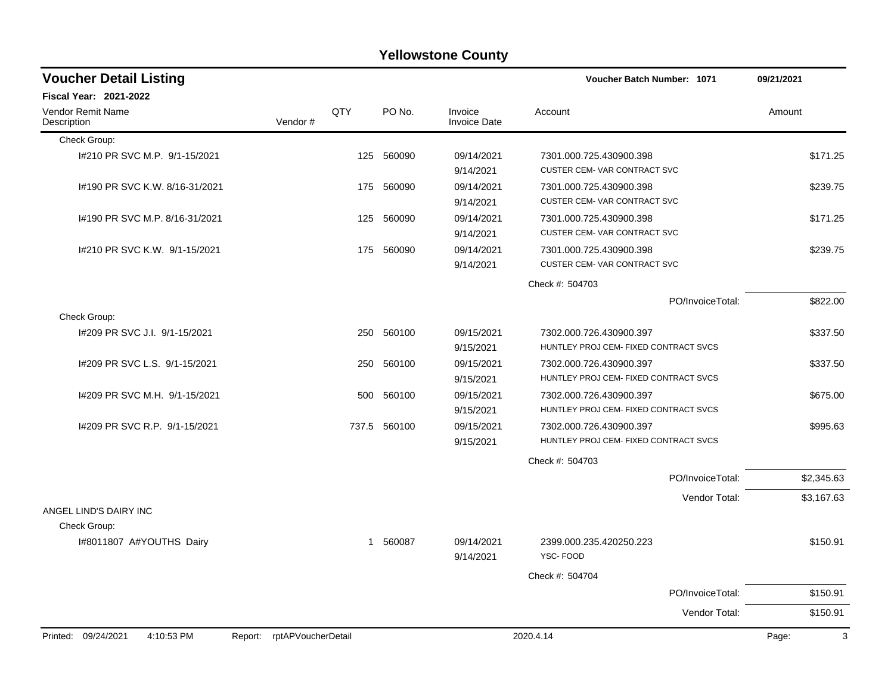# Yellowstone County

## Voucher Detail Listing

**Voucher Batch Number: 1071** — 09/21/2021

**Fiscal Year: 2021-2022**

| Vendor Remit Name / Description | Vendor # | QTY | PO No. | Invoice / Invoice Date | Account | Amount |
|---|---|---|---|---|---|---|
| Check Group: | | | | | | |
| I#210 PR SVC M.P. 9/1-15/2021 | | 125 | 560090 | 09/14/2021 9/14/2021 | 7301.000.725.430900.398 CUSTER CEM- VAR CONTRACT SVC | $171.25 |
| I#190 PR SVC K.W. 8/16-31/2021 | | 175 | 560090 | 09/14/2021 9/14/2021 | 7301.000.725.430900.398 CUSTER CEM- VAR CONTRACT SVC | $239.75 |
| I#190 PR SVC M.P. 8/16-31/2021 | | 125 | 560090 | 09/14/2021 9/14/2021 | 7301.000.725.430900.398 CUSTER CEM- VAR CONTRACT SVC | $171.25 |
| I#210 PR SVC K.W. 9/1-15/2021 | | 175 | 560090 | 09/14/2021 9/14/2021 | 7301.000.725.430900.398 CUSTER CEM- VAR CONTRACT SVC | $239.75 |
| | | | | | Check #: 504703 | |
| | | | | | PO/InvoiceTotal: | $822.00 |
| Check Group: | | | | | | |
| I#209 PR SVC J.I. 9/1-15/2021 | | 250 | 560100 | 09/15/2021 9/15/2021 | 7302.000.726.430900.397 HUNTLEY PROJ CEM- FIXED CONTRACT SVCS | $337.50 |
| I#209 PR SVC L.S. 9/1-15/2021 | | 250 | 560100 | 09/15/2021 9/15/2021 | 7302.000.726.430900.397 HUNTLEY PROJ CEM- FIXED CONTRACT SVCS | $337.50 |
| I#209 PR SVC M.H. 9/1-15/2021 | | 500 | 560100 | 09/15/2021 9/15/2021 | 7302.000.726.430900.397 HUNTLEY PROJ CEM- FIXED CONTRACT SVCS | $675.00 |
| I#209 PR SVC R.P. 9/1-15/2021 | | 737.5 | 560100 | 09/15/2021 9/15/2021 | 7302.000.726.430900.397 HUNTLEY PROJ CEM- FIXED CONTRACT SVCS | $995.63 |
| | | | | | Check #: 504703 | |
| | | | | | PO/InvoiceTotal: | $2,345.63 |
| | | | | | Vendor Total: | $3,167.63 |
| ANGEL LIND'S DAIRY INC | | | | | | |
| Check Group: | | | | | | |
| I#8011807 A#YOUTHS Dairy | | 1 | 560087 | 09/14/2021 9/14/2021 | 2399.000.235.420250.223 YSC- FOOD | $150.91 |
| | | | | | Check #: 504704 | |
| | | | | | PO/InvoiceTotal: | $150.91 |
| | | | | | Vendor Total: | $150.91 |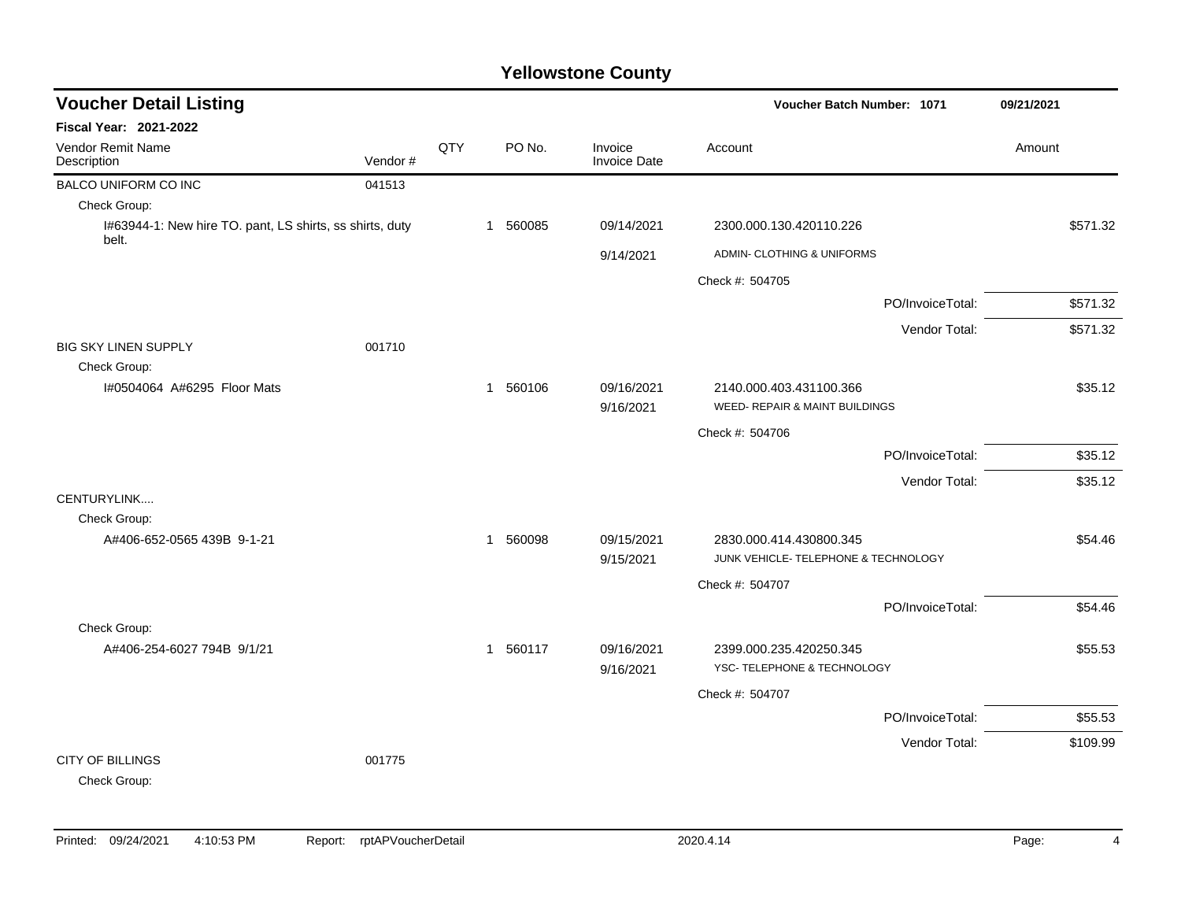# Yellowstone County

## Voucher Detail Listing

**Voucher Batch Number: 1071** — 09/21/2021

**Fiscal Year: 2021-2022**

| Vendor Remit Name / Description | Vendor # | QTY | PO No. | Invoice / Invoice Date | Account | Amount |
|---|---|---|---|---|---|---|
| BALCO UNIFORM CO INC | 041513 | | | | | |
| Check Group: | | | | | | |
| I#63944-1: New hire TO. pant, LS shirts, ss shirts, duty belt. | | 1 | 560085 | 09/14/2021 | 2300.000.130.420110.226 | $571.32 |
| | | | | 9/14/2021 | ADMIN- CLOTHING & UNIFORMS | |
| | | | | | Check #: 504705 | |
| | | | | | PO/InvoiceTotal: | $571.32 |
| | | | | | Vendor Total: | $571.32 |
| BIG SKY LINEN SUPPLY | 001710 | | | | | |
| Check Group: | | | | | | |
| I#0504064 A#6295 Floor Mats | | 1 | 560106 | 09/16/2021 | 2140.000.403.431100.366 | $35.12 |
| | | | | 9/16/2021 | WEED- REPAIR & MAINT BUILDINGS | |
| | | | | | Check #: 504706 | |
| | | | | | PO/InvoiceTotal: | $35.12 |
| | | | | | Vendor Total: | $35.12 |
| CENTURYLINK.... | | | | | | |
| Check Group: | | | | | | |
| A#406-652-0565 439B 9-1-21 | | 1 | 560098 | 09/15/2021 | 2830.000.414.430800.345 | $54.46 |
| | | | | 9/15/2021 | JUNK VEHICLE- TELEPHONE & TECHNOLOGY | |
| | | | | | Check #: 504707 | |
| | | | | | PO/InvoiceTotal: | $54.46 |
| Check Group: | | | | | | |
| A#406-254-6027 794B 9/1/21 | | 1 | 560117 | 09/16/2021 | 2399.000.235.420250.345 | $55.53 |
| | | | | 9/16/2021 | YSC- TELEPHONE & TECHNOLOGY | |
| | | | | | Check #: 504707 | |
| | | | | | PO/InvoiceTotal: | $55.53 |
| | | | | | Vendor Total: | $109.99 |
| CITY OF BILLINGS | 001775 | | | | | |
| Check Group: | | | | | | |

Printed: 09/24/2021 4:10:53 PM Report: rptAPVoucherDetail 2020.4.14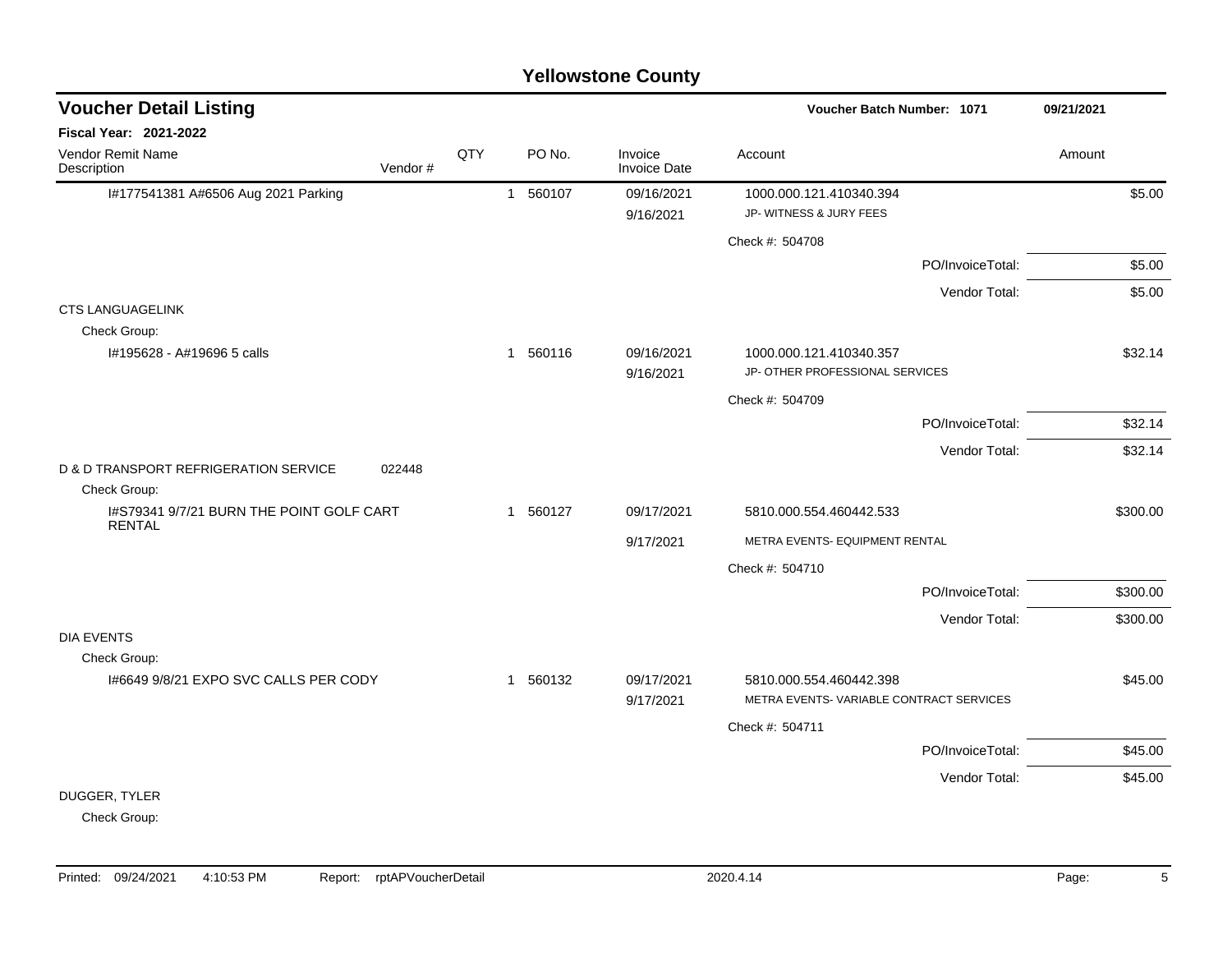# Yellowstone County

## Voucher Detail Listing

**Voucher Batch Number: 1071** — 09/21/2021

**Fiscal Year: 2021-2022**

| Vendor Remit Name / Description | Vendor # | QTY | PO No. | Invoice / Invoice Date | Account | Amount |
|---|---|---|---|---|---|---|
| I#177541381 A#6506 Aug 2021 Parking | | 1 | 560107 | 09/16/2021 | 1000.000.121.410340.394 | $5.00 |
| | | | | 9/16/2021 | JP- WITNESS & JURY FEES | |
| | | | | | Check #: 504708 | |
| | | | | | PO/InvoiceTotal: | $5.00 |
| | | | | | Vendor Total: | $5.00 |
| CTS LANGUAGELINK | | | | | | |
| Check Group: | | | | | | |
| I#195628 - A#19696 5 calls | | 1 | 560116 | 09/16/2021 | 1000.000.121.410340.357 | $32.14 |
| | | | | 9/16/2021 | JP- OTHER PROFESSIONAL SERVICES | |
| | | | | | Check #: 504709 | |
| | | | | | PO/InvoiceTotal: | $32.14 |
| | | | | | Vendor Total: | $32.14 |
| D & D TRANSPORT REFRIGERATION SERVICE | 022448 | | | | | |
| Check Group: | | | | | | |
| I#S79341 9/7/21 BURN THE POINT GOLF CART RENTAL | | 1 | 560127 | 09/17/2021 | 5810.000.554.460442.533 | $300.00 |
| | | | | 9/17/2021 | METRA EVENTS- EQUIPMENT RENTAL | |
| | | | | | Check #: 504710 | |
| | | | | | PO/InvoiceTotal: | $300.00 |
| | | | | | Vendor Total: | $300.00 |
| DIA EVENTS | | | | | | |
| Check Group: | | | | | | |
| I#6649 9/8/21 EXPO SVC CALLS PER CODY | | 1 | 560132 | 09/17/2021 | 5810.000.554.460442.398 | $45.00 |
| | | | | 9/17/2021 | METRA EVENTS- VARIABLE CONTRACT SERVICES | |
| | | | | | Check #: 504711 | |
| | | | | | PO/InvoiceTotal: | $45.00 |
| | | | | | Vendor Total: | $45.00 |
| DUGGER, TYLER | | | | | | |
| Check Group: | | | | | | |

Printed: 09/24/2021 4:10:53 PM Report: rptAPVoucherDetail 2020.4.14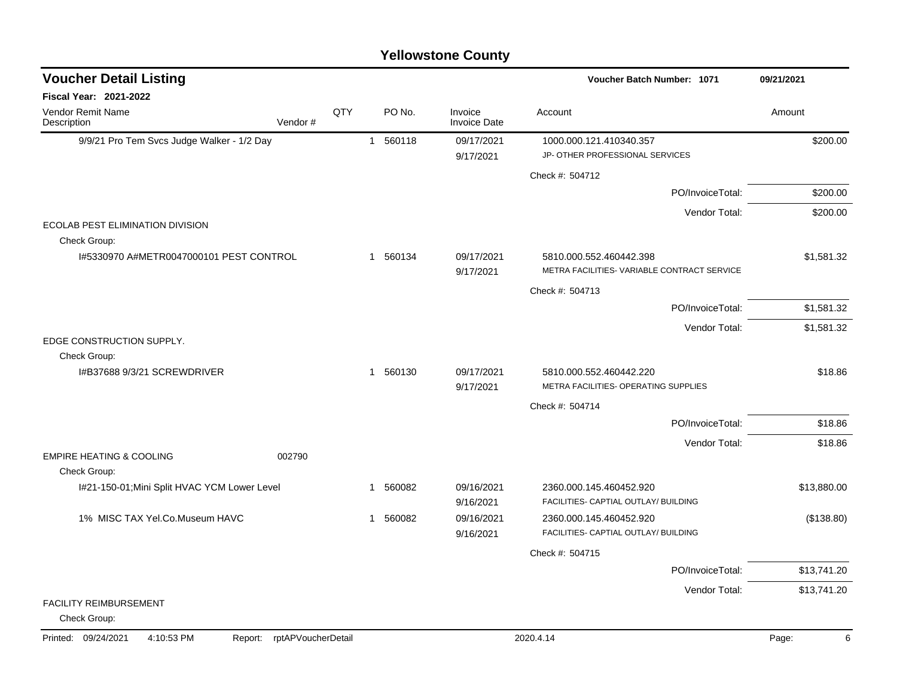# Yellowstone County

## Voucher Detail Listing

**Voucher Batch Number: 1071** 09/21/2021

**Fiscal Year: 2021-2022**

| Vendor Remit Name / Description | Vendor # | QTY | PO No. | Invoice / Invoice Date | Account | Amount |
|---|---|---|---|---|---|---|
| 9/9/21 Pro Tem Svcs Judge Walker - 1/2 Day | | 1 | 560118 | 09/17/2021 9/17/2021 | 1000.000.121.410340.357 JP- OTHER PROFESSIONAL SERVICES | $200.00 |
| | | | | | Check #: 504712 | |
| | | | | | PO/InvoiceTotal: | $200.00 |
| | | | | | Vendor Total: | $200.00 |
| ECOLAB PEST ELIMINATION DIVISION | | | | | | |
| Check Group: | | | | | | |
| I#5330970 A#METR0047000101 PEST CONTROL | | 1 | 560134 | 09/17/2021 9/17/2021 | 5810.000.552.460442.398 METRA FACILITIES- VARIABLE CONTRACT SERVICE | $1,581.32 |
| | | | | | Check #: 504713 | |
| | | | | | PO/InvoiceTotal: | $1,581.32 |
| | | | | | Vendor Total: | $1,581.32 |
| EDGE CONSTRUCTION SUPPLY. | | | | | | |
| Check Group: | | | | | | |
| I#B37688 9/3/21 SCREWDRIVER | | 1 | 560130 | 09/17/2021 9/17/2021 | 5810.000.552.460442.220 METRA FACILITIES- OPERATING SUPPLIES | $18.86 |
| | | | | | Check #: 504714 | |
| | | | | | PO/InvoiceTotal: | $18.86 |
| | | | | | Vendor Total: | $18.86 |
| EMPIRE HEATING & COOLING | 002790 | | | | | |
| Check Group: | | | | | | |
| I#21-150-01;Mini Split HVAC YCM Lower Level | | 1 | 560082 | 09/16/2021 9/16/2021 | 2360.000.145.460452.920 FACILITIES- CAPTIAL OUTLAY/ BUILDING | $13,880.00 |
| 1% MISC TAX Yel.Co.Museum HAVC | | 1 | 560082 | 09/16/2021 9/16/2021 | 2360.000.145.460452.920 FACILITIES- CAPTIAL OUTLAY/ BUILDING | ($138.80) |
| | | | | | Check #: 504715 | |
| | | | | | PO/InvoiceTotal: | $13,741.20 |
| | | | | | Vendor Total: | $13,741.20 |
| FACILITY REIMBURSEMENT | | | | | | |
| Check Group: | | | | | | |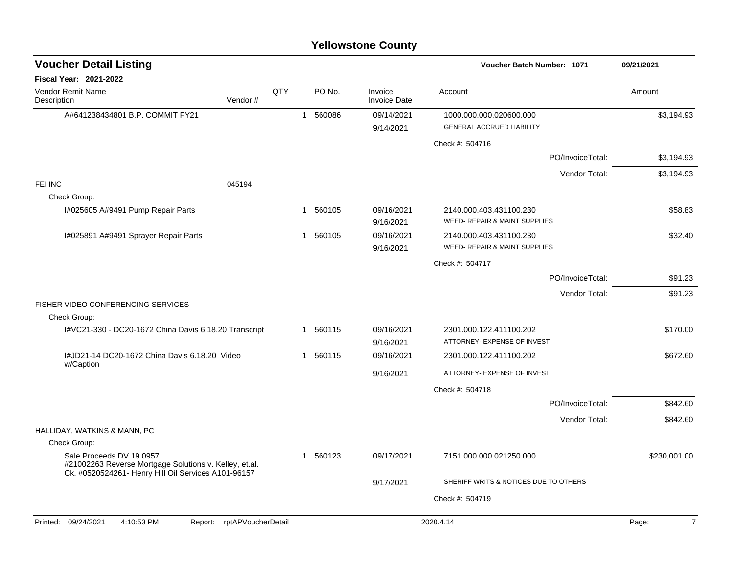# Yellowstone County

## Voucher Detail Listing

**Voucher Batch Number: 1071** 09/21/2021

**Fiscal Year: 2021-2022**

| Vendor Remit Name / Description | Vendor # | QTY | PO No. | Invoice / Invoice Date | Account | Amount |
|---|---|---|---|---|---|---|
| A#641238434801 B.P. COMMIT FY21 | | 1 | 560086 | 09/14/2021 / 9/14/2021 | 1000.000.000.020600.000 GENERAL ACCRUED LIABILITY | $3,194.93 |
| | | | | | Check #: 504716 | |
| | | | | | PO/InvoiceTotal: | $3,194.93 |
| | | | | | Vendor Total: | $3,194.93 |
| FEI INC | 045194 | | | | | |
| Check Group: | | | | | | |
| I#025605 A#9491 Pump Repair Parts | | 1 | 560105 | 09/16/2021 / 9/16/2021 | 2140.000.403.431100.230 WEED- REPAIR & MAINT SUPPLIES | $58.83 |
| I#025891 A#9491 Sprayer Repair Parts | | 1 | 560105 | 09/16/2021 / 9/16/2021 | 2140.000.403.431100.230 WEED- REPAIR & MAINT SUPPLIES | $32.40 |
| | | | | | Check #: 504717 | |
| | | | | | PO/InvoiceTotal: | $91.23 |
| | | | | | Vendor Total: | $91.23 |
| FISHER VIDEO CONFERENCING SERVICES | | | | | | |
| Check Group: | | | | | | |
| I#VC21-330 - DC20-1672 China Davis 6.18.20 Transcript | | 1 | 560115 | 09/16/2021 / 9/16/2021 | 2301.000.122.411100.202 ATTORNEY- EXPENSE OF INVEST | $170.00 |
| I#JD21-14 DC20-1672 China Davis 6.18.20 Video w/Caption | | 1 | 560115 | 09/16/2021 / 9/16/2021 | 2301.000.122.411100.202 ATTORNEY- EXPENSE OF INVEST | $672.60 |
| | | | | | Check #: 504718 | |
| | | | | | PO/InvoiceTotal: | $842.60 |
| | | | | | Vendor Total: | $842.60 |
| HALLIDAY, WATKINS & MANN, PC | | | | | | |
| Check Group: | | | | | | |
| Sale Proceeds DV 19 0957 #21002263 Reverse Mortgage Solutions v. Kelley, et.al. Ck. #0520524261- Henry Hill Oil Services A101-96157 | | 1 | 560123 | 09/17/2021 / 9/17/2021 | 7151.000.000.021250.000 SHERIFF WRITS & NOTICES DUE TO OTHERS | $230,001.00 |
| | | | | | Check #: 504719 | |

Printed: 09/24/2021 4:10:53 PM Report: rptAPVoucherDetail 2020.4.14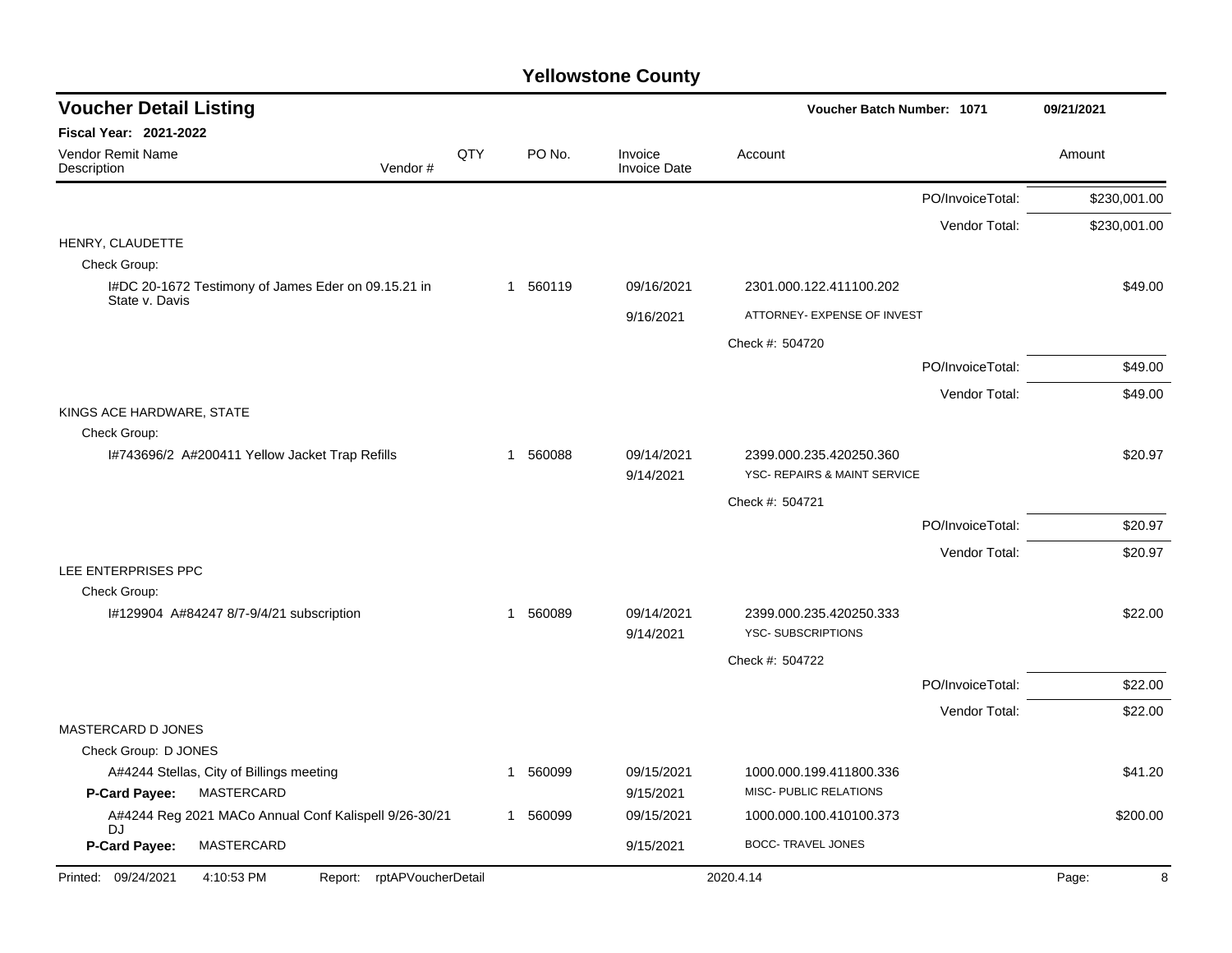# Yellowstone County

## Voucher Detail Listing

**Voucher Batch Number: 1071** 09/21/2021

**Fiscal Year: 2021-2022**

| Vendor Remit Name / Description | Vendor # | QTY | PO No. | Invoice / Invoice Date | Account | Amount |
|---|---|---|---|---|---|---|
| | | | | | PO/InvoiceTotal: | $230,001.00 |
| | | | | | Vendor Total: | $230,001.00 |
| **HENRY, CLAUDETTE** | | | | | | |
| Check Group: | | | | | | |
| I#DC 20-1672 Testimony of James Eder on 09.15.21 in State v. Davis | | 1 | 560119 | 09/16/2021 | 2301.000.122.411100.202 | $49.00 |
| | | | | 9/16/2021 | ATTORNEY- EXPENSE OF INVEST | |
| | | | | | Check #: 504720 | |
| | | | | | PO/InvoiceTotal: | $49.00 |
| | | | | | Vendor Total: | $49.00 |
| **KINGS ACE HARDWARE, STATE** | | | | | | |
| Check Group: | | | | | | |
| I#743696/2 A#200411 Yellow Jacket Trap Refills | | 1 | 560088 | 09/14/2021 | 2399.000.235.420250.360 | $20.97 |
| | | | | 9/14/2021 | YSC- REPAIRS & MAINT SERVICE | |
| | | | | | Check #: 504721 | |
| | | | | | PO/InvoiceTotal: | $20.97 |
| | | | | | Vendor Total: | $20.97 |
| **LEE ENTERPRISES PPC** | | | | | | |
| Check Group: | | | | | | |
| I#129904 A#84247 8/7-9/4/21 subscription | | 1 | 560089 | 09/14/2021 | 2399.000.235.420250.333 | $22.00 |
| | | | | 9/14/2021 | YSC- SUBSCRIPTIONS | |
| | | | | | Check #: 504722 | |
| | | | | | PO/InvoiceTotal: | $22.00 |
| | | | | | Vendor Total: | $22.00 |
| **MASTERCARD D JONES** | | | | | | |
| Check Group: D JONES | | | | | | |
| A#4244 Stellas, City of Billings meeting | | 1 | 560099 | 09/15/2021 | 1000.000.199.411800.336 | $41.20 |
| **P-Card Payee:** MASTERCARD | | | | 9/15/2021 | MISC- PUBLIC RELATIONS | |
| A#4244 Reg 2021 MACo Annual Conf Kalispell 9/26-30/21 DJ | | 1 | 560099 | 09/15/2021 | 1000.000.100.410100.373 | $200.00 |
| **P-Card Payee:** MASTERCARD | | | | 9/15/2021 | BOCC- TRAVEL JONES | |

Printed: 09/24/2021 4:10:53 PM Report: rptAPVoucherDetail 2020.4.14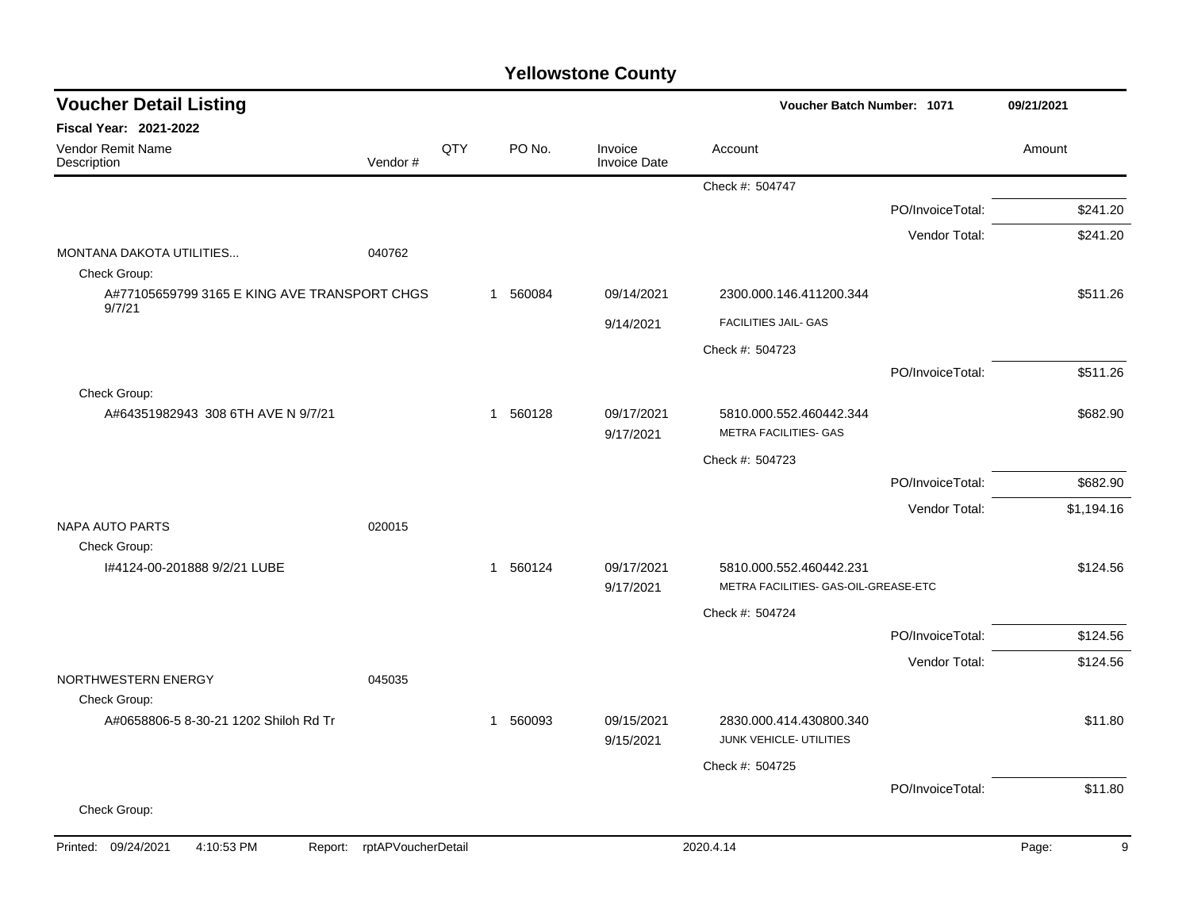# Yellowstone County

## Voucher Detail Listing

**Voucher Batch Number: 1071** — 09/21/2021

**Fiscal Year: 2021-2022**

| Vendor Remit Name / Description | Vendor # | QTY | PO No. | Invoice / Invoice Date | Account | | Amount |
|---|---|---|---|---|---|---|---|
| | | | | | Check #: 504747 | | |
| | | | | | | PO/InvoiceTotal: | $241.20 |
| | | | | | | Vendor Total: | $241.20 |
| MONTANA DAKOTA UTILITIES... | 040762 | | | | | | |
| Check Group: | | | | | | | |
| A#77105659799 3165 E KING AVE TRANSPORT CHGS 9/7/21 | | 1 | 560084 | 09/14/2021 | 2300.000.146.411200.344 | | $511.26 |
| | | | | 9/14/2021 | FACILITIES JAIL- GAS | | |
| | | | | | Check #: 504723 | | |
| | | | | | | PO/InvoiceTotal: | $511.26 |
| Check Group: | | | | | | | |
| A#64351982943 308 6TH AVE N 9/7/21 | | 1 | 560128 | 09/17/2021 | 5810.000.552.460442.344 | | $682.90 |
| | | | | 9/17/2021 | METRA FACILITIES- GAS | | |
| | | | | | Check #: 504723 | | |
| | | | | | | PO/InvoiceTotal: | $682.90 |
| | | | | | | Vendor Total: | $1,194.16 |
| NAPA AUTO PARTS | 020015 | | | | | | |
| Check Group: | | | | | | | |
| I#4124-00-201888 9/2/21 LUBE | | 1 | 560124 | 09/17/2021 | 5810.000.552.460442.231 | | $124.56 |
| | | | | 9/17/2021 | METRA FACILITIES- GAS-OIL-GREASE-ETC | | |
| | | | | | Check #: 504724 | | |
| | | | | | | PO/InvoiceTotal: | $124.56 |
| | | | | | | Vendor Total: | $124.56 |
| NORTHWESTERN ENERGY | 045035 | | | | | | |
| Check Group: | | | | | | | |
| A#0658806-5 8-30-21 1202 Shiloh Rd Tr | | 1 | 560093 | 09/15/2021 | 2830.000.414.430800.340 | | $11.80 |
| | | | | 9/15/2021 | JUNK VEHICLE- UTILITIES | | |
| | | | | | Check #: 504725 | | |
| | | | | | | PO/InvoiceTotal: | $11.80 |
| Check Group: | | | | | | | |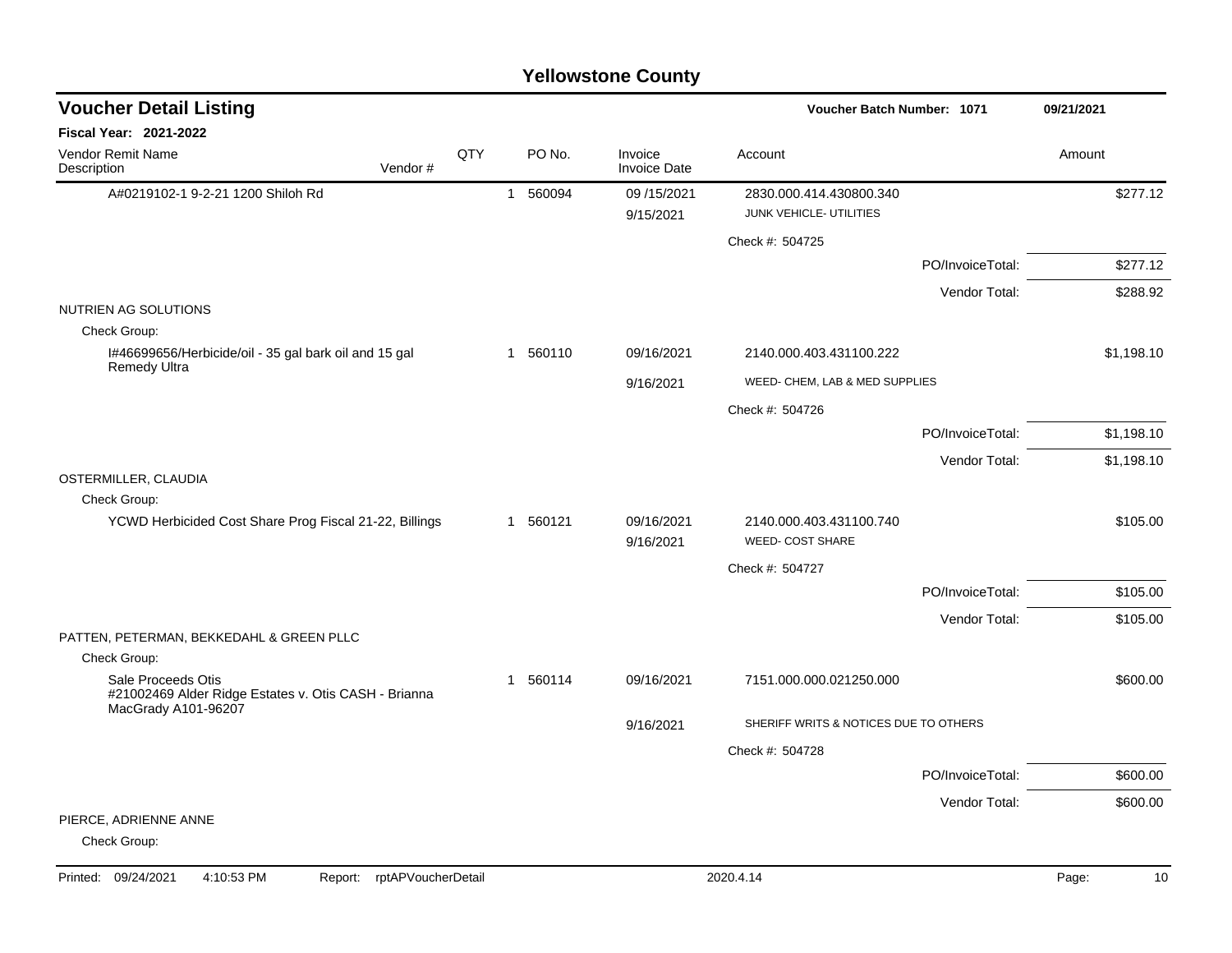# Yellowstone County

## Voucher Detail Listing

**Voucher Batch Number: 1071** 09/21/2021

**Fiscal Year: 2021-2022**

| Vendor Remit Name / Description | Vendor # | QTY | PO No. | Invoice / Invoice Date | Account | Amount |
|---|---|---|---|---|---|---|
| A#0219102-1 9-2-21 1200 Shiloh Rd | | 1 | 560094 | 09 /15/2021 / 9/15/2021 | 2830.000.414.430800.340 JUNK VEHICLE- UTILITIES | $277.12 |
| | | | | | Check #: 504725 | |
| | | | | | PO/InvoiceTotal: | $277.12 |
| | | | | | Vendor Total: | $288.92 |
| NUTRIEN AG SOLUTIONS | | | | | | |
| Check Group: | | | | | | |
| I#46699656/Herbicide/oil - 35 gal bark oil and 15 gal Remedy Ultra | | 1 | 560110 | 09/16/2021 / 9/16/2021 | 2140.000.403.431100.222 WEED- CHEM, LAB & MED SUPPLIES | $1,198.10 |
| | | | | | Check #: 504726 | |
| | | | | | PO/InvoiceTotal: | $1,198.10 |
| | | | | | Vendor Total: | $1,198.10 |
| OSTERMILLER, CLAUDIA | | | | | | |
| Check Group: | | | | | | |
| YCWD Herbicided Cost Share Prog Fiscal 21-22, Billings | | 1 | 560121 | 09/16/2021 / 9/16/2021 | 2140.000.403.431100.740 WEED- COST SHARE | $105.00 |
| | | | | | Check #: 504727 | |
| | | | | | PO/InvoiceTotal: | $105.00 |
| | | | | | Vendor Total: | $105.00 |
| PATTEN, PETERMAN, BEKKEDAHL & GREEN PLLC | | | | | | |
| Check Group: | | | | | | |
| Sale Proceeds Otis #21002469 Alder Ridge Estates v. Otis CASH - Brianna MacGrady A101-96207 | | 1 | 560114 | 09/16/2021 / 9/16/2021 | 7151.000.000.021250.000 SHERIFF WRITS & NOTICES DUE TO OTHERS | $600.00 |
| | | | | | Check #: 504728 | |
| | | | | | PO/InvoiceTotal: | $600.00 |
| | | | | | Vendor Total: | $600.00 |
| PIERCE, ADRIENNE ANNE | | | | | | |
| Check Group: | | | | | | |

Printed: 09/24/2021 4:10:53 PM Report: rptAPVoucherDetail 2020.4.14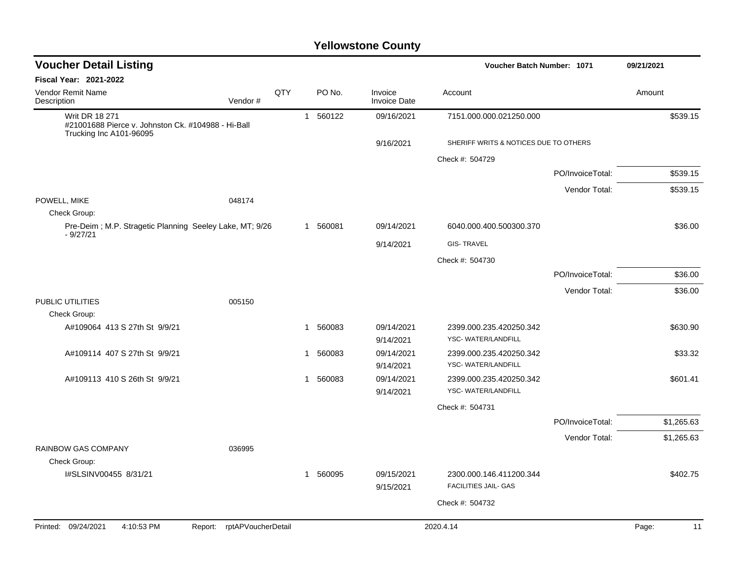# Yellowstone County

## Voucher Detail Listing

**Voucher Batch Number: 1071** — 09/21/2021

**Fiscal Year: 2021-2022**

| Vendor Remit Name / Description | Vendor # | QTY | PO No. | Invoice / Invoice Date | Account | Amount |
|---|---|---|---|---|---|---|
| Writ DR 18 271 #21001688 Pierce v. Johnston Ck. #104988 - Hi-Ball Trucking Inc A101-96095 | | 1 | 560122 | 09/16/2021 | 7151.000.000.021250.000 | $539.15 |
| | | | | 9/16/2021 | SHERIFF WRITS & NOTICES DUE TO OTHERS | |
| | | | | | Check #: 504729 | |
| | | | | | PO/InvoiceTotal: | $539.15 |
| | | | | | Vendor Total: | $539.15 |
| POWELL, MIKE | 048174 | | | | | |
| Check Group: | | | | | | |
| Pre-Deim ; M.P. Stragetic Planning Seeley Lake, MT; 9/26 - 9/27/21 | | 1 | 560081 | 09/14/2021 | 6040.000.400.500300.370 | $36.00 |
| | | | | 9/14/2021 | GIS- TRAVEL | |
| | | | | | Check #: 504730 | |
| | | | | | PO/InvoiceTotal: | $36.00 |
| | | | | | Vendor Total: | $36.00 |
| PUBLIC UTILITIES | 005150 | | | | | |
| Check Group: | | | | | | |
| A#109064 413 S 27th St 9/9/21 | | 1 | 560083 | 09/14/2021 | 2399.000.235.420250.342 | $630.90 |
| | | | | 9/14/2021 | YSC- WATER/LANDFILL | |
| A#109114 407 S 27th St 9/9/21 | | 1 | 560083 | 09/14/2021 | 2399.000.235.420250.342 | $33.32 |
| | | | | 9/14/2021 | YSC- WATER/LANDFILL | |
| A#109113 410 S 26th St 9/9/21 | | 1 | 560083 | 09/14/2021 | 2399.000.235.420250.342 | $601.41 |
| | | | | 9/14/2021 | YSC- WATER/LANDFILL | |
| | | | | | Check #: 504731 | |
| | | | | | PO/InvoiceTotal: | $1,265.63 |
| | | | | | Vendor Total: | $1,265.63 |
| RAINBOW GAS COMPANY | 036995 | | | | | |
| Check Group: | | | | | | |
| I#SLSINV00455 8/31/21 | | 1 | 560095 | 09/15/2021 | 2300.000.146.411200.344 | $402.75 |
| | | | | 9/15/2021 | FACILITIES JAIL- GAS | |
| | | | | | Check #: 504732 | |

Printed: 09/24/2021 4:10:53 PM Report: rptAPVoucherDetail 2020.4.14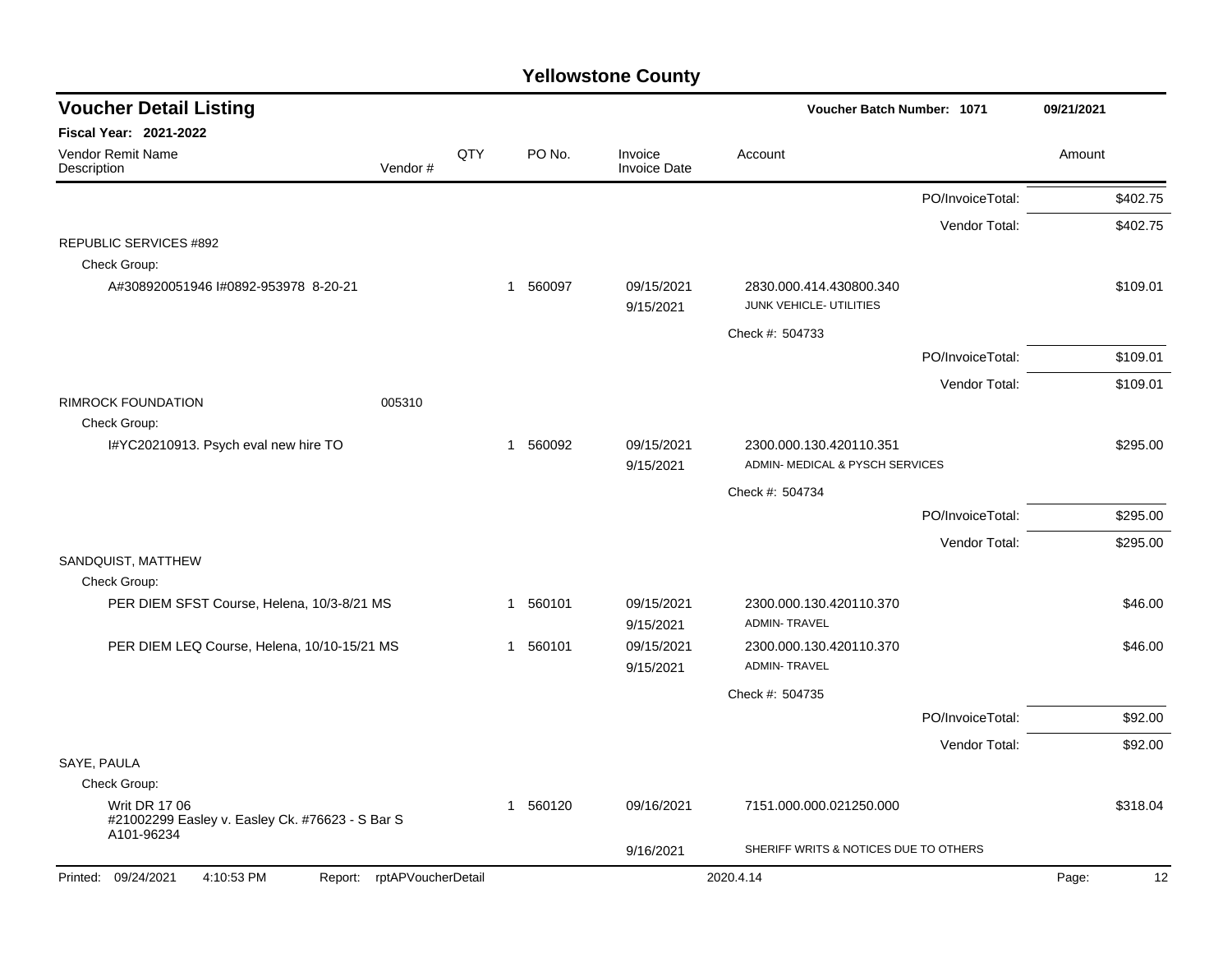# Yellowstone County

## Voucher Detail Listing

**Voucher Batch Number: 1071** 09/21/2021

**Fiscal Year: 2021-2022**

| Vendor Remit Name / Description | Vendor # | QTY | PO No. | Invoice / Invoice Date | Account | Amount |
|---|---|---|---|---|---|---|
| | | | | | PO/InvoiceTotal: | $402.75 |
| | | | | | Vendor Total: | $402.75 |
| REPUBLIC SERVICES #892 | | | | | | |
| Check Group: | | | | | | |
| A#308920051946 I#0892-953978 8-20-21 | | 1 | 560097 | 09/15/2021 9/15/2021 | 2830.000.414.430800.340 JUNK VEHICLE- UTILITIES | $109.01 |
| | | | | | Check #: 504733 | |
| | | | | | PO/InvoiceTotal: | $109.01 |
| | | | | | Vendor Total: | $109.01 |
| RIMROCK FOUNDATION | 005310 | | | | | |
| Check Group: | | | | | | |
| I#YC20210913. Psych eval new hire TO | | 1 | 560092 | 09/15/2021 9/15/2021 | 2300.000.130.420110.351 ADMIN- MEDICAL & PYSCH SERVICES | $295.00 |
| | | | | | Check #: 504734 | |
| | | | | | PO/InvoiceTotal: | $295.00 |
| | | | | | Vendor Total: | $295.00 |
| SANDQUIST, MATTHEW | | | | | | |
| Check Group: | | | | | | |
| PER DIEM SFST Course, Helena, 10/3-8/21 MS | | 1 | 560101 | 09/15/2021 9/15/2021 | 2300.000.130.420110.370 ADMIN- TRAVEL | $46.00 |
| PER DIEM LEQ Course, Helena, 10/10-15/21 MS | | 1 | 560101 | 09/15/2021 9/15/2021 | 2300.000.130.420110.370 ADMIN- TRAVEL | $46.00 |
| | | | | | Check #: 504735 | |
| | | | | | PO/InvoiceTotal: | $92.00 |
| | | | | | Vendor Total: | $92.00 |
| SAYE, PAULA | | | | | | |
| Check Group: | | | | | | |
| Writ DR 17 06 #21002299 Easley v. Easley Ck. #76623 - S Bar S A101-96234 | | 1 | 560120 | 09/16/2021 9/16/2021 | 7151.000.000.021250.000 SHERIFF WRITS & NOTICES DUE TO OTHERS | $318.04 |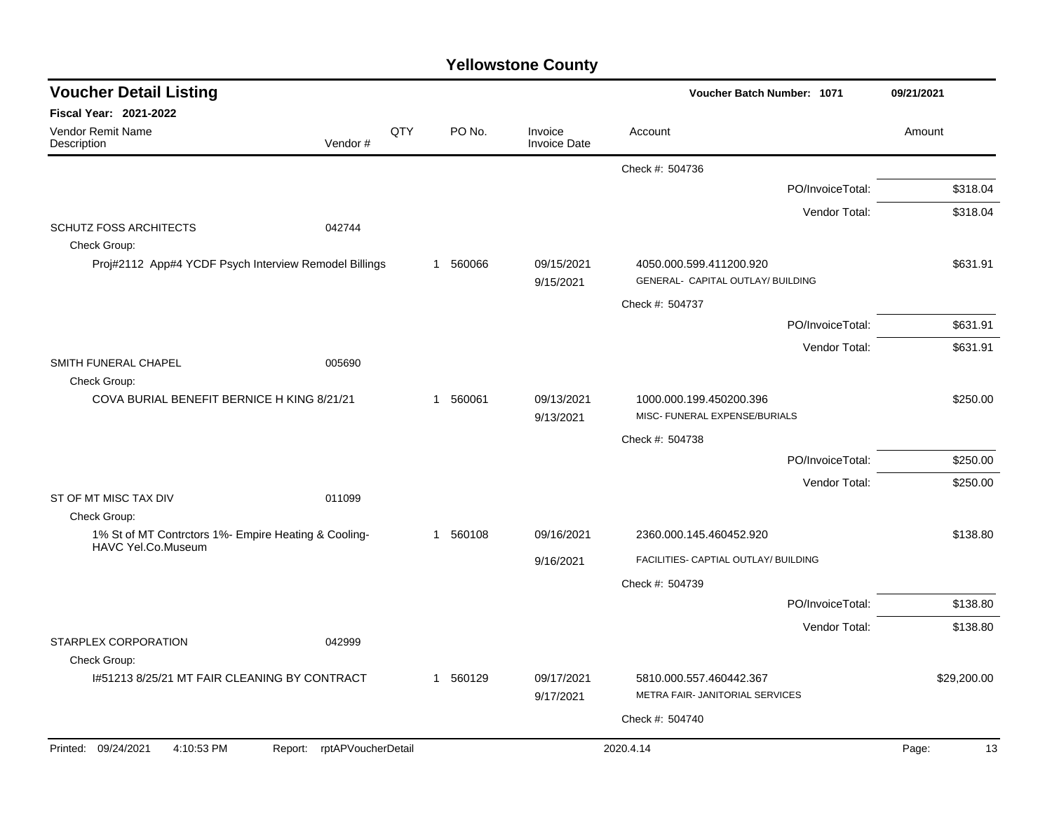# Yellowstone County

## Voucher Detail Listing

**Voucher Batch Number: 1071** — 09/21/2021

**Fiscal Year: 2021-2022**

| Vendor Remit Name / Description | Vendor # | QTY | PO No. | Invoice / Invoice Date | Account | Amount |
|---|---|---|---|---|---|---|
| | | | | | Check #: 504736 | |
| | | | | | PO/InvoiceTotal: | $318.04 |
| | | | | | Vendor Total: | $318.04 |
| SCHUTZ FOSS ARCHITECTS | 042744 | | | | | |
| Check Group: | | | | | | |
| Proj#2112 App#4 YCDF Psych Interview Remodel Billings | | 1 | 560066 | 09/15/2021<br>9/15/2021 | 4050.000.599.411200.920<br>GENERAL- CAPITAL OUTLAY/ BUILDING | $631.91 |
| | | | | | Check #: 504737 | |
| | | | | | PO/InvoiceTotal: | $631.91 |
| | | | | | Vendor Total: | $631.91 |
| SMITH FUNERAL CHAPEL | 005690 | | | | | |
| Check Group: | | | | | | |
| COVA BURIAL BENEFIT BERNICE H KING 8/21/21 | | 1 | 560061 | 09/13/2021<br>9/13/2021 | 1000.000.199.450200.396<br>MISC- FUNERAL EXPENSE/BURIALS | $250.00 |
| | | | | | Check #: 504738 | |
| | | | | | PO/InvoiceTotal: | $250.00 |
| | | | | | Vendor Total: | $250.00 |
| ST OF MT MISC TAX DIV | 011099 | | | | | |
| Check Group: | | | | | | |
| 1% St of MT Contrctors 1%- Empire Heating & Cooling-HAVC Yel.Co.Museum | | 1 | 560108 | 09/16/2021<br>9/16/2021 | 2360.000.145.460452.920<br>FACILITIES- CAPTIAL OUTLAY/ BUILDING | $138.80 |
| | | | | | Check #: 504739 | |
| | | | | | PO/InvoiceTotal: | $138.80 |
| | | | | | Vendor Total: | $138.80 |
| STARPLEX CORPORATION | 042999 | | | | | |
| Check Group: | | | | | | |
| I#51213 8/25/21 MT FAIR CLEANING BY CONTRACT | | 1 | 560129 | 09/17/2021<br>9/17/2021 | 5810.000.557.460442.367<br>METRA FAIR- JANITORIAL SERVICES | $29,200.00 |
| | | | | | Check #: 504740 | |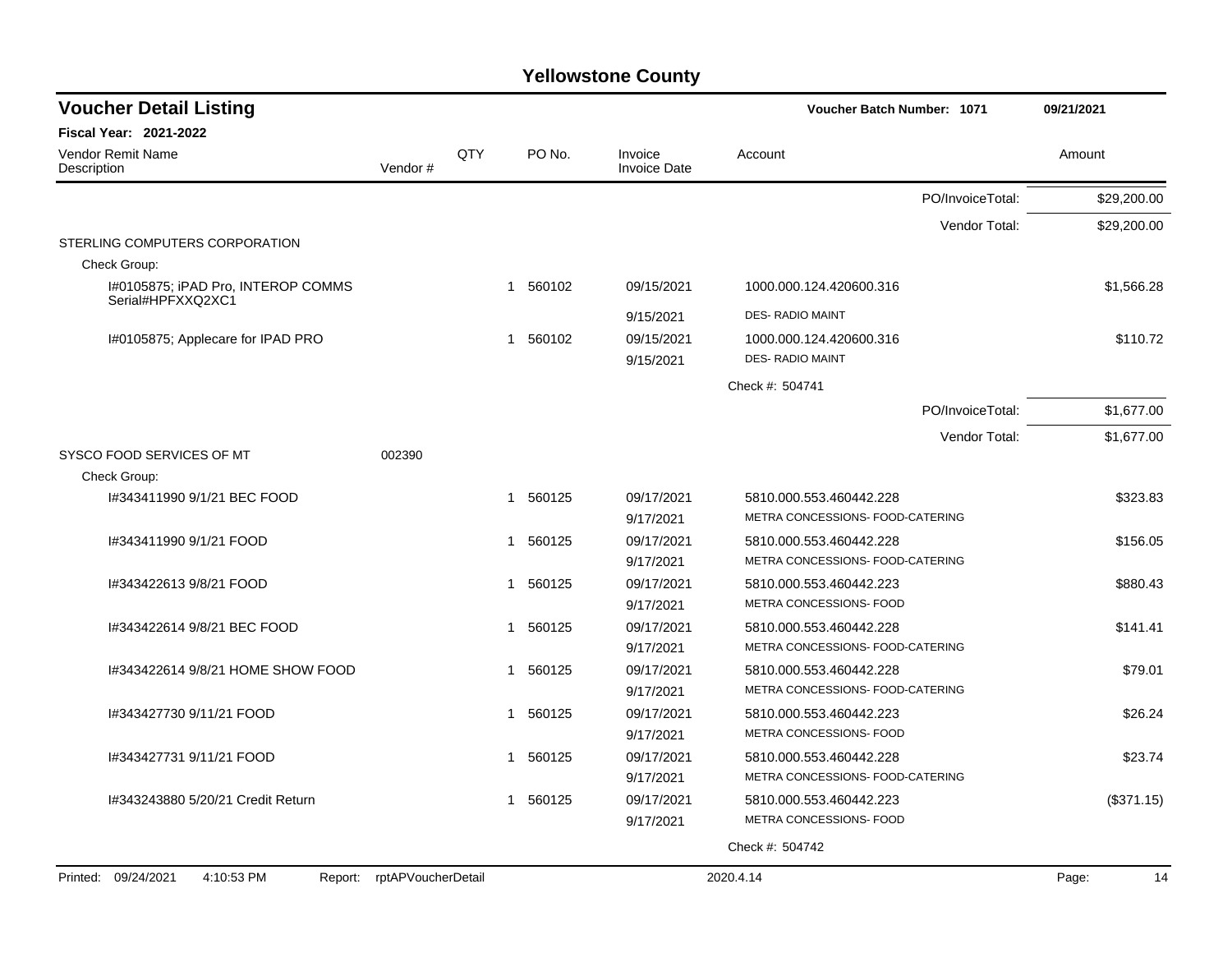# Yellowstone County

## Voucher Detail Listing

Voucher Batch Number: 1071 — 09/21/2021

**Fiscal Year: 2021-2022**

| Vendor Remit Name / Description | Vendor # | QTY | PO No. | Invoice / Invoice Date | Account | Amount |
|---|---|---|---|---|---|---|
| | | | | | PO/InvoiceTotal: | $29,200.00 |
| | | | | | Vendor Total: | $29,200.00 |
| STERLING COMPUTERS CORPORATION | | | | | | |
| Check Group: | | | | | | |
| I#0105875; iPAD Pro, INTEROP COMMS Serial#HPFXXQ2XC1 | | 1 | 560102 | 09/15/2021<br>9/15/2021 | 1000.000.124.420600.316<br>DES- RADIO MAINT | $1,566.28 |
| I#0105875; Applecare for IPAD PRO | | 1 | 560102 | 09/15/2021<br>9/15/2021 | 1000.000.124.420600.316<br>DES- RADIO MAINT | $110.72 |
| | | | | | Check #: 504741 | |
| | | | | | PO/InvoiceTotal: | $1,677.00 |
| | | | | | Vendor Total: | $1,677.00 |
| SYSCO FOOD SERVICES OF MT | 002390 | | | | | |
| Check Group: | | | | | | |
| I#343411990 9/1/21 BEC FOOD | | 1 | 560125 | 09/17/2021<br>9/17/2021 | 5810.000.553.460442.228<br>METRA CONCESSIONS- FOOD-CATERING | $323.83 |
| I#343411990 9/1/21 FOOD | | 1 | 560125 | 09/17/2021<br>9/17/2021 | 5810.000.553.460442.228<br>METRA CONCESSIONS- FOOD-CATERING | $156.05 |
| I#343422613 9/8/21 FOOD | | 1 | 560125 | 09/17/2021<br>9/17/2021 | 5810.000.553.460442.223<br>METRA CONCESSIONS- FOOD | $880.43 |
| I#343422614 9/8/21 BEC FOOD | | 1 | 560125 | 09/17/2021<br>9/17/2021 | 5810.000.553.460442.228<br>METRA CONCESSIONS- FOOD-CATERING | $141.41 |
| I#343422614 9/8/21 HOME SHOW FOOD | | 1 | 560125 | 09/17/2021<br>9/17/2021 | 5810.000.553.460442.228<br>METRA CONCESSIONS- FOOD-CATERING | $79.01 |
| I#343427730 9/11/21 FOOD | | 1 | 560125 | 09/17/2021<br>9/17/2021 | 5810.000.553.460442.223<br>METRA CONCESSIONS- FOOD | $26.24 |
| I#343427731 9/11/21 FOOD | | 1 | 560125 | 09/17/2021<br>9/17/2021 | 5810.000.553.460442.228<br>METRA CONCESSIONS- FOOD-CATERING | $23.74 |
| I#343243880 5/20/21 Credit Return | | 1 | 560125 | 09/17/2021<br>9/17/2021 | 5810.000.553.460442.223<br>METRA CONCESSIONS- FOOD | ($371.15) |
| | | | | | Check #: 504742 | |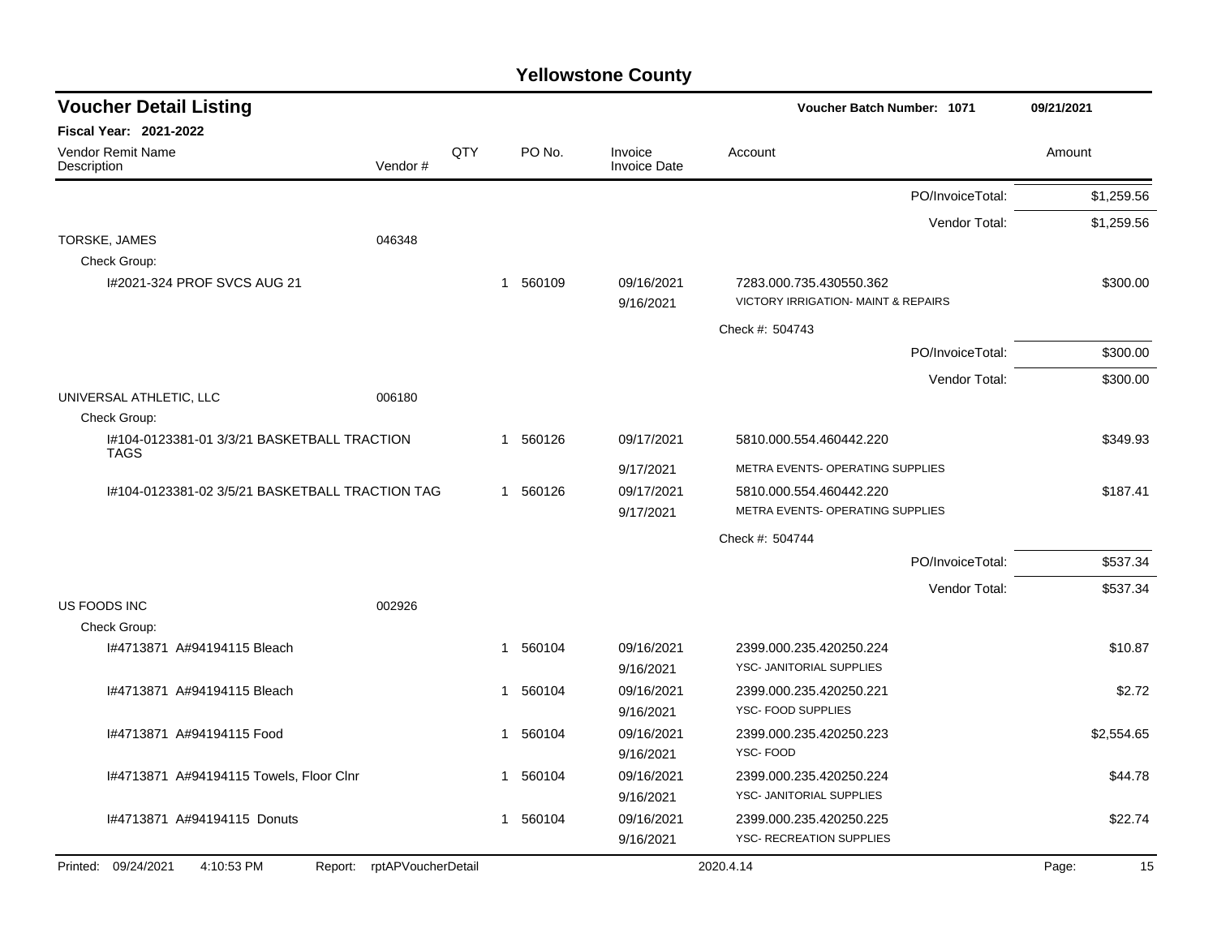# Yellowstone County

## Voucher Detail Listing

**Voucher Batch Number: 1071** | 09/21/2021

**Fiscal Year: 2021-2022**

| Vendor Remit Name / Description | Vendor # | QTY | PO No. | Invoice / Invoice Date | Account | Amount |
|---|---|---|---|---|---|---|
| | | | | | PO/InvoiceTotal: | $1,259.56 |
| | | | | | Vendor Total: | $1,259.56 |
| TORSKE, JAMES | 046348 | | | | | |
| Check Group: | | | | | | |
| I#2021-324 PROF SVCS AUG 21 | | 1 | 560109 | 09/16/2021<br>9/16/2021 | 7283.000.735.430550.362<br>VICTORY IRRIGATION- MAINT & REPAIRS | $300.00 |
| | | | | | Check #: 504743 | |
| | | | | | PO/InvoiceTotal: | $300.00 |
| | | | | | Vendor Total: | $300.00 |
| UNIVERSAL ATHLETIC, LLC | 006180 | | | | | |
| Check Group: | | | | | | |
| I#104-0123381-01 3/3/21 BASKETBALL TRACTION TAGS | | 1 | 560126 | 09/17/2021<br>9/17/2021 | 5810.000.554.460442.220<br>METRA EVENTS- OPERATING SUPPLIES | $349.93 |
| I#104-0123381-02 3/5/21 BASKETBALL TRACTION TAG | | 1 | 560126 | 09/17/2021<br>9/17/2021 | 5810.000.554.460442.220<br>METRA EVENTS- OPERATING SUPPLIES | $187.41 |
| | | | | | Check #: 504744 | |
| | | | | | PO/InvoiceTotal: | $537.34 |
| | | | | | Vendor Total: | $537.34 |
| US FOODS INC | 002926 | | | | | |
| Check Group: | | | | | | |
| I#4713871 A#94194115 Bleach | | 1 | 560104 | 09/16/2021<br>9/16/2021 | 2399.000.235.420250.224<br>YSC- JANITORIAL SUPPLIES | $10.87 |
| I#4713871 A#94194115 Bleach | | 1 | 560104 | 09/16/2021<br>9/16/2021 | 2399.000.235.420250.221<br>YSC- FOOD SUPPLIES | $2.72 |
| I#4713871 A#94194115 Food | | 1 | 560104 | 09/16/2021<br>9/16/2021 | 2399.000.235.420250.223<br>YSC- FOOD | $2,554.65 |
| I#4713871 A#94194115 Towels, Floor Clnr | | 1 | 560104 | 09/16/2021<br>9/16/2021 | 2399.000.235.420250.224<br>YSC- JANITORIAL SUPPLIES | $44.78 |
| I#4713871 A#94194115 Donuts | | 1 | 560104 | 09/16/2021<br>9/16/2021 | 2399.000.235.420250.225<br>YSC- RECREATION SUPPLIES | $22.74 |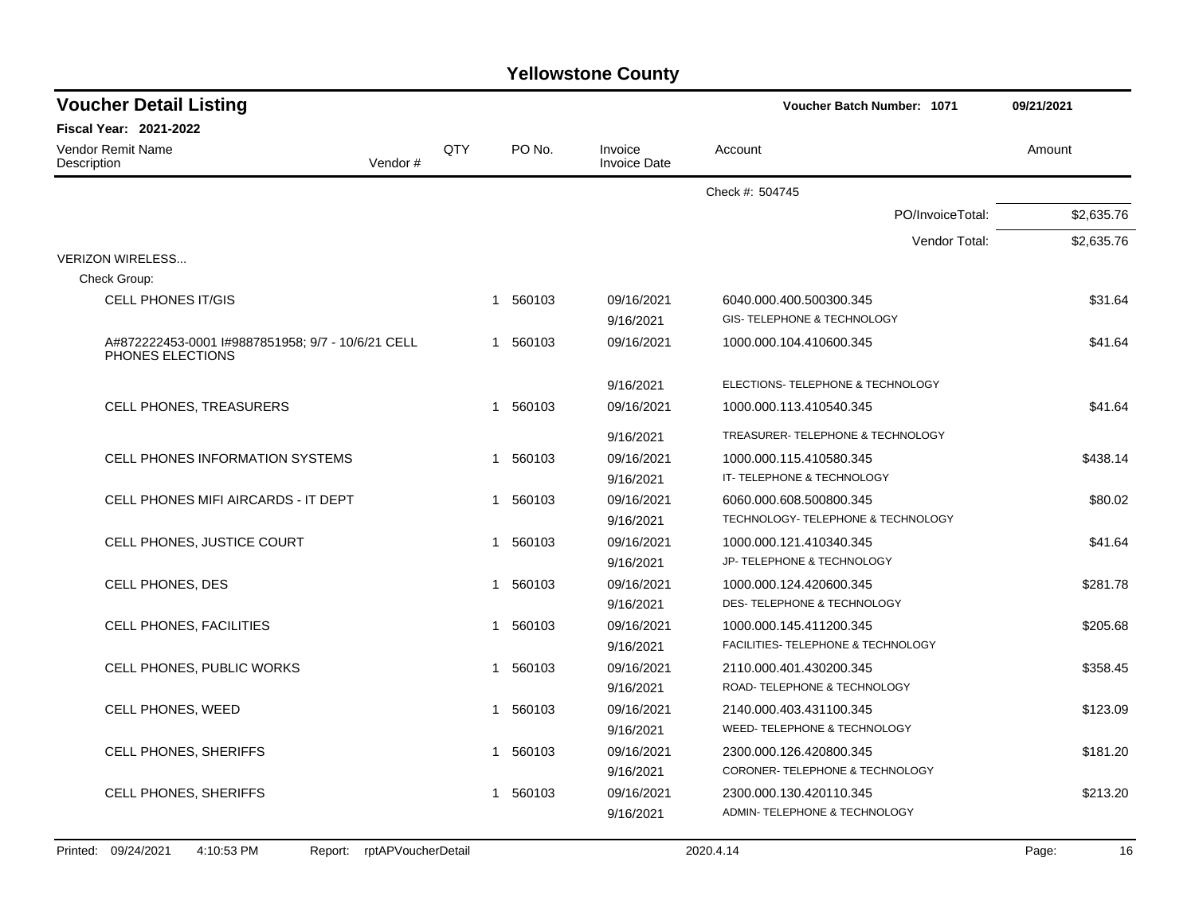# Yellowstone County

## Voucher Detail Listing

**Voucher Batch Number: 1071** — 09/21/2021

**Fiscal Year: 2021-2022**

| Vendor Remit Name / Description | Vendor # | QTY | PO No. | Invoice / Invoice Date | Account | Amount |
|---|---|---|---|---|---|---|
| | | | | | Check #: 504745 | |
| | | | | | PO/InvoiceTotal: | $2,635.76 |
| | | | | | Vendor Total: | $2,635.76 |
| VERIZON WIRELESS... | | | | | | |
| Check Group: | | | | | | |
| CELL PHONES IT/GIS | | 1 | 560103 | 09/16/2021<br>9/16/2021 | 6040.000.400.500300.345<br>GIS- TELEPHONE & TECHNOLOGY | $31.64 |
| A#872222453-0001 I#9887851958; 9/7 - 10/6/21 CELL PHONES ELECTIONS | | 1 | 560103 | 09/16/2021<br>9/16/2021 | 1000.000.104.410600.345<br>ELECTIONS- TELEPHONE & TECHNOLOGY | $41.64 |
| CELL PHONES, TREASURERS | | 1 | 560103 | 09/16/2021<br>9/16/2021 | 1000.000.113.410540.345<br>TREASURER- TELEPHONE & TECHNOLOGY | $41.64 |
| CELL PHONES INFORMATION SYSTEMS | | 1 | 560103 | 09/16/2021<br>9/16/2021 | 1000.000.115.410580.345<br>IT- TELEPHONE & TECHNOLOGY | $438.14 |
| CELL PHONES MIFI AIRCARDS - IT DEPT | | 1 | 560103 | 09/16/2021<br>9/16/2021 | 6060.000.608.500800.345<br>TECHNOLOGY- TELEPHONE & TECHNOLOGY | $80.02 |
| CELL PHONES, JUSTICE COURT | | 1 | 560103 | 09/16/2021<br>9/16/2021 | 1000.000.121.410340.345<br>JP- TELEPHONE & TECHNOLOGY | $41.64 |
| CELL PHONES, DES | | 1 | 560103 | 09/16/2021<br>9/16/2021 | 1000.000.124.420600.345<br>DES- TELEPHONE & TECHNOLOGY | $281.78 |
| CELL PHONES, FACILITIES | | 1 | 560103 | 09/16/2021<br>9/16/2021 | 1000.000.145.411200.345<br>FACILITIES- TELEPHONE & TECHNOLOGY | $205.68 |
| CELL PHONES, PUBLIC WORKS | | 1 | 560103 | 09/16/2021<br>9/16/2021 | 2110.000.401.430200.345<br>ROAD- TELEPHONE & TECHNOLOGY | $358.45 |
| CELL PHONES, WEED | | 1 | 560103 | 09/16/2021<br>9/16/2021 | 2140.000.403.431100.345<br>WEED- TELEPHONE & TECHNOLOGY | $123.09 |
| CELL PHONES, SHERIFFS | | 1 | 560103 | 09/16/2021<br>9/16/2021 | 2300.000.126.420800.345<br>CORONER- TELEPHONE & TECHNOLOGY | $181.20 |
| CELL PHONES, SHERIFFS | | 1 | 560103 | 09/16/2021<br>9/16/2021 | 2300.000.130.420110.345<br>ADMIN- TELEPHONE & TECHNOLOGY | $213.20 |

Printed: 09/24/2021 4:10:53 PM Report: rptAPVoucherDetail 2020.4.14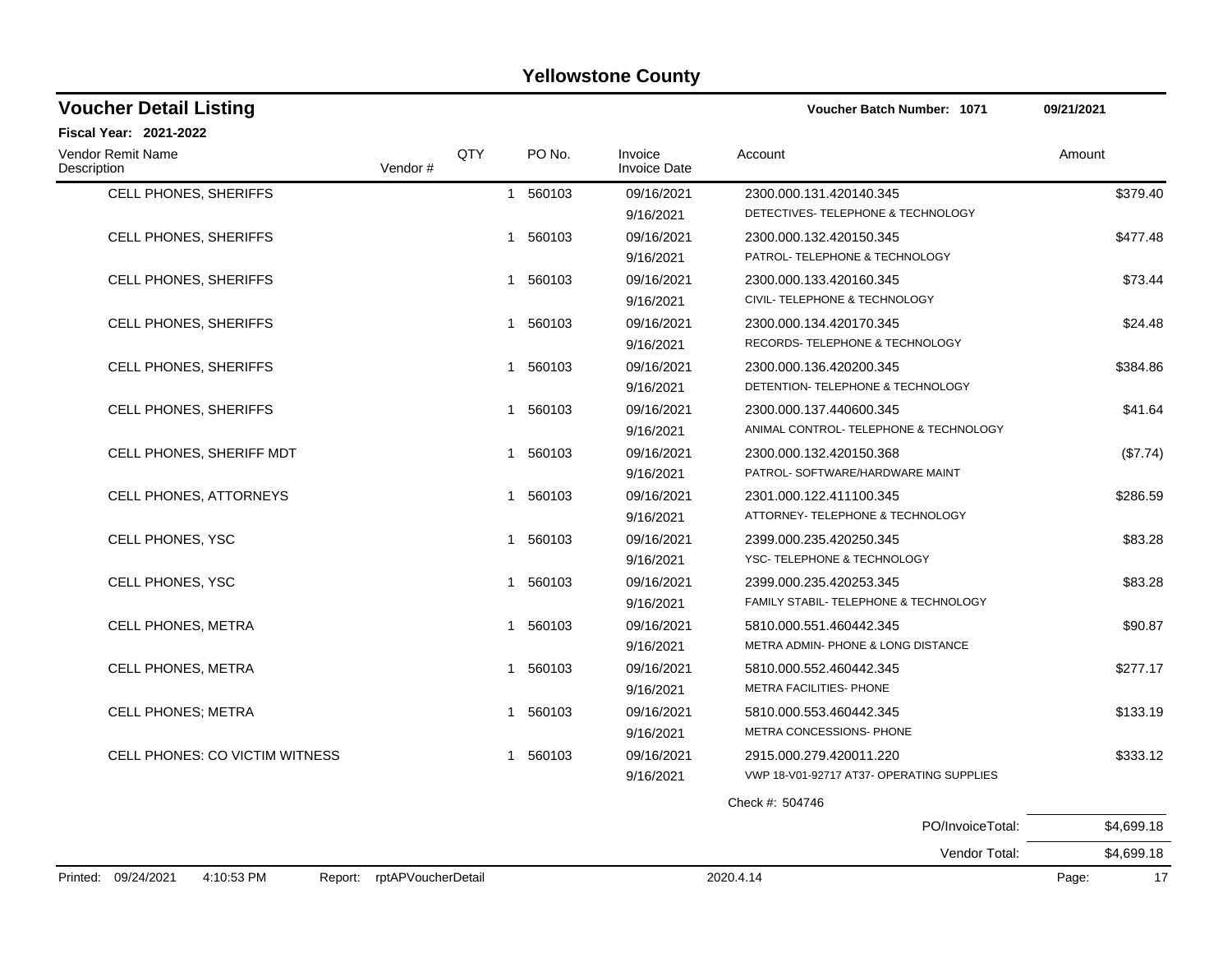# Yellowstone County

## Voucher Detail Listing

**Voucher Batch Number: 1071** 09/21/2021

**Fiscal Year: 2021-2022**

| Vendor Remit Name / Description | Vendor # | QTY | PO No. | Invoice / Invoice Date | Account | Amount |
|---|---|---|---|---|---|---|
| CELL PHONES, SHERIFFS | | 1 | 560103 | 09/16/2021<br>9/16/2021 | 2300.000.131.420140.345<br>DETECTIVES- TELEPHONE & TECHNOLOGY | $379.40 |
| CELL PHONES, SHERIFFS | | 1 | 560103 | 09/16/2021<br>9/16/2021 | 2300.000.132.420150.345<br>PATROL- TELEPHONE & TECHNOLOGY | $477.48 |
| CELL PHONES, SHERIFFS | | 1 | 560103 | 09/16/2021<br>9/16/2021 | 2300.000.133.420160.345<br>CIVIL- TELEPHONE & TECHNOLOGY | $73.44 |
| CELL PHONES, SHERIFFS | | 1 | 560103 | 09/16/2021<br>9/16/2021 | 2300.000.134.420170.345<br>RECORDS- TELEPHONE & TECHNOLOGY | $24.48 |
| CELL PHONES, SHERIFFS | | 1 | 560103 | 09/16/2021<br>9/16/2021 | 2300.000.136.420200.345<br>DETENTION- TELEPHONE & TECHNOLOGY | $384.86 |
| CELL PHONES, SHERIFFS | | 1 | 560103 | 09/16/2021<br>9/16/2021 | 2300.000.137.440600.345<br>ANIMAL CONTROL- TELEPHONE & TECHNOLOGY | $41.64 |
| CELL PHONES, SHERIFF MDT | | 1 | 560103 | 09/16/2021<br>9/16/2021 | 2300.000.132.420150.368<br>PATROL- SOFTWARE/HARDWARE MAINT | ($7.74) |
| CELL PHONES, ATTORNEYS | | 1 | 560103 | 09/16/2021<br>9/16/2021 | 2301.000.122.411100.345<br>ATTORNEY- TELEPHONE & TECHNOLOGY | $286.59 |
| CELL PHONES, YSC | | 1 | 560103 | 09/16/2021<br>9/16/2021 | 2399.000.235.420250.345<br>YSC- TELEPHONE & TECHNOLOGY | $83.28 |
| CELL PHONES, YSC | | 1 | 560103 | 09/16/2021<br>9/16/2021 | 2399.000.235.420253.345<br>FAMILY STABIL- TELEPHONE & TECHNOLOGY | $83.28 |
| CELL PHONES, METRA | | 1 | 560103 | 09/16/2021<br>9/16/2021 | 5810.000.551.460442.345<br>METRA ADMIN- PHONE & LONG DISTANCE | $90.87 |
| CELL PHONES, METRA | | 1 | 560103 | 09/16/2021<br>9/16/2021 | 5810.000.552.460442.345<br>METRA FACILITIES- PHONE | $277.17 |
| CELL PHONES; METRA | | 1 | 560103 | 09/16/2021<br>9/16/2021 | 5810.000.553.460442.345<br>METRA CONCESSIONS- PHONE | $133.19 |
| CELL PHONES: CO VICTIM WITNESS | | 1 | 560103 | 09/16/2021<br>9/16/2021 | 2915.000.279.420011.220<br>VWP 18-V01-92717 AT37- OPERATING SUPPLIES | $333.12 |

Check #: 504746

| | |
|---|---|
| PO/InvoiceTotal: | $4,699.18 |
| Vendor Total: | $4,699.18 |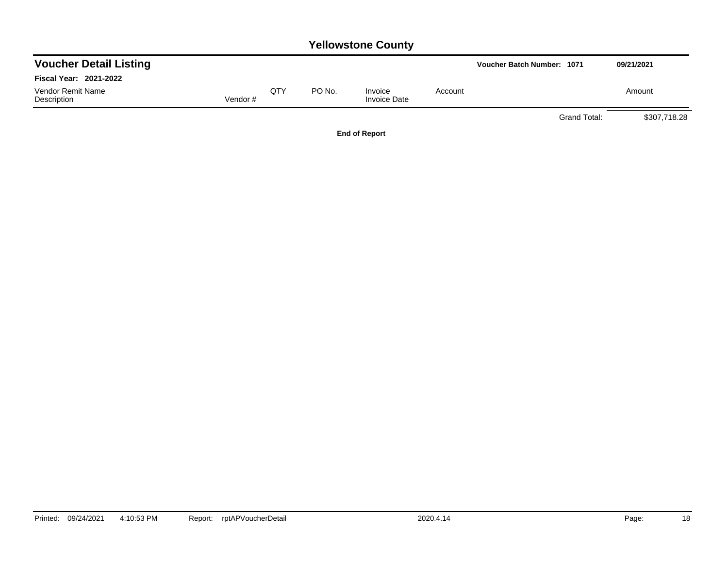# Yellowstone County

## Voucher Detail Listing

**Voucher Batch Number: 1071** **09/21/2021**

**Fiscal Year: 2021-2022**

| Vendor Remit Name<br>Description | Vendor # | QTY | PO No. | Invoice<br>Invoice Date | Account | Amount |
|---|---|---|---|---|---|---|
| | | | | | Grand Total: | $307,718.28 |

**End of Report**

Printed: 09/24/2021 4:10:53 PM Report: rptAPVoucherDetail 2020.4.14